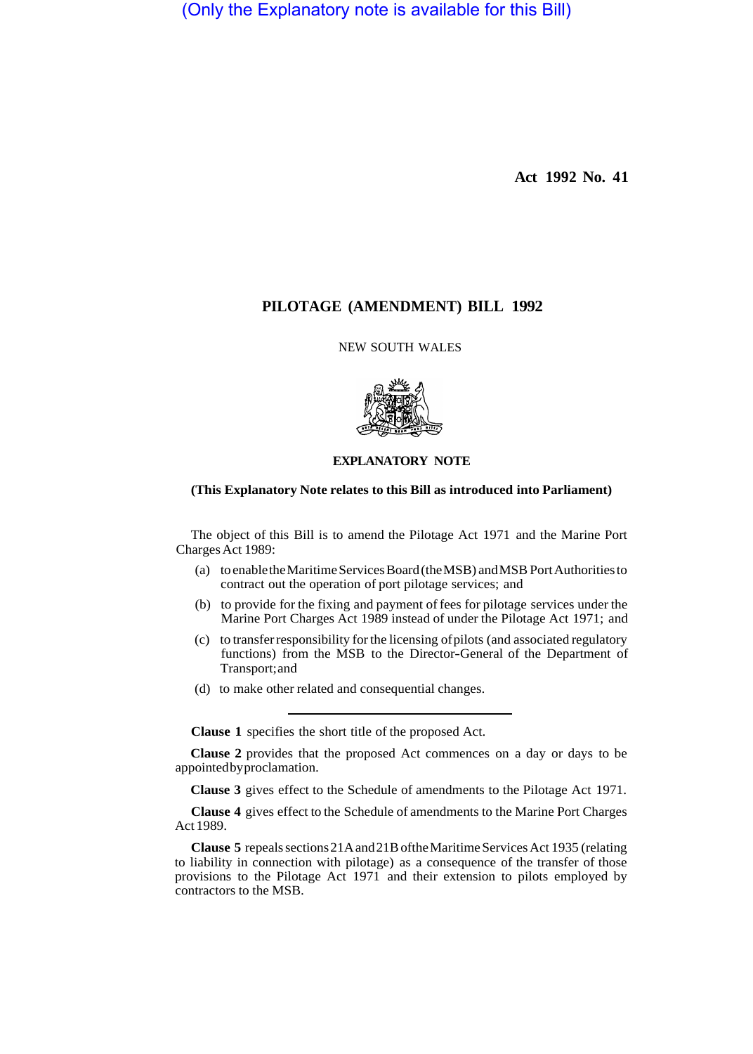(Only the Explanatory note is available for this Bill)

**Act 1992 No. 41**

# PILOTAGE (AMENDMENT) BILL 1992

NEW SOUTH WALES

## EXPLANATORY NOTE

**(This Explanatory Note relates to this Bill as introduced into Parliament)**

The object of this Bill is to amend the Pilotage Act 1971 and the Marine Port Charges Act 1989:

(a) to enable the Maritime Services Board (the MSB) and MSB Port Authorities to contract out the operation of port pilotage services; and

(b) to provide for the fixing and payment of fees for pilotage services under the Marine Port Charges Act 1989 instead of under the Pilotage Act 1971; and

(c) to transfer responsibility for the licensing of pilots (and associated regulatory functions) from the MSB to the Director-General of the Department of Transport; and

(d) to make other related and consequential changes.

---

**Clause 1** specifies the short title of the proposed Act.

**Clause 2** provides that the proposed Act commences on a day or days to be appointed by proclamation.

**Clause 3** gives effect to the Schedule of amendments to the Pilotage Act 1971.

**Clause 4** gives effect to the Schedule of amendments to the Marine Port Charges Act 1989.

**Clause 5** repeals sections 21A and 21B of the Maritime Services Act 1935 (relating to liability in connection with pilotage) as a consequence of the transfer of those provisions to the Pilotage Act 1971 and their extension to pilots employed by contractors to the MSB.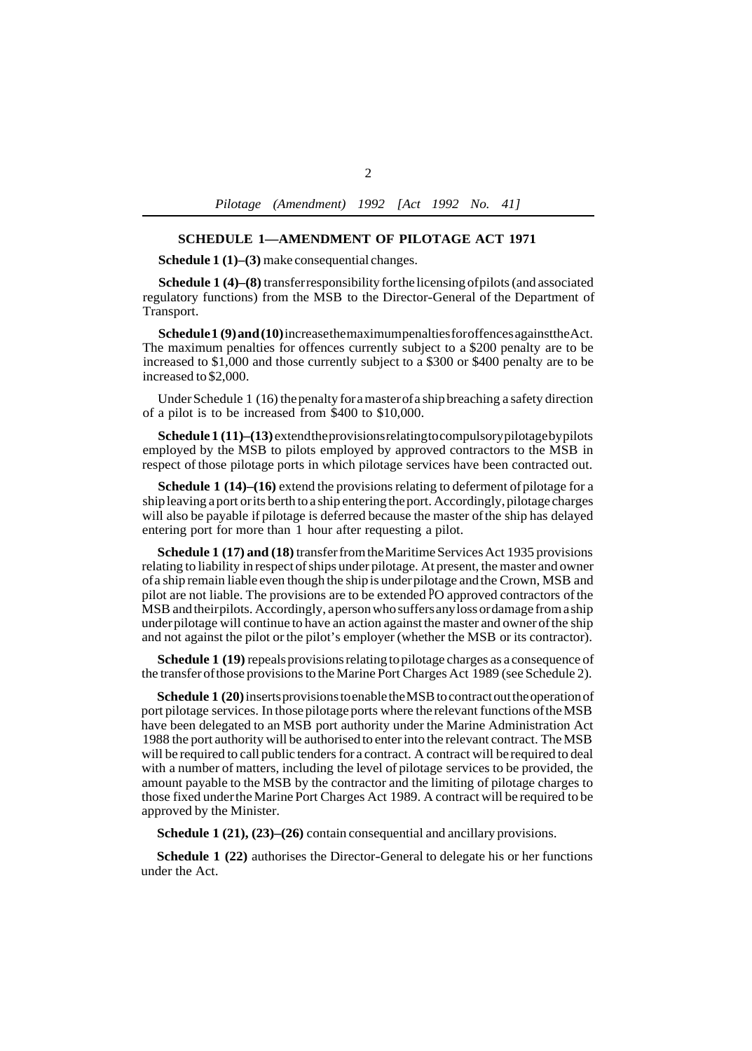## SCHEDULE 1—AMENDMENT OF PILOTAGE ACT 1971

**Schedule 1 (1)–(3)** make consequential changes.

**Schedule 1 (4)–(8)** transfer responsibility for the licensing of pilots (and associated regulatory functions) from the MSB to the Director-General of the Department of Transport.

**Schedule 1 (9) and (10)** increase the maximum penalties for offences against the Act. The maximum penalties for offences currently subject to a $200 penalty are to be increased to $1,000 and those currently subject to a $300 or $400 penalty are to be increased to $2,000.

Under Schedule 1 (16) the penalty for a master of a ship breaching a safety direction of a pilot is to be increased from $400 to $10,000.

**Schedule 1 (11)–(13)** extend the provisions relating to compulsory pilotage by pilots employed by the MSB to pilots employed by approved contractors to the MSB in respect of those pilotage ports in which pilotage services have been contracted out.

**Schedule 1 (14)–(16)** extend the provisions relating to deferment of pilotage for a ship leaving a port or its berth to a ship entering the port. Accordingly, pilotage charges will also be payable if pilotage is deferred because the master of the ship has delayed entering port for more than 1 hour after requesting a pilot.

**Schedule 1 (17) and (18)** transfer from the Maritime Services Act 1935 provisions relating to liability in respect of ships under pilotage. At present, the master and owner of a ship remain liable even though the ship is under pilotage and the Crown, MSB and pilot are not liable. The provisions are to be extended PO approved contractors of the MSB and their pilots. Accordingly, a person who suffers any loss or damage from a ship under pilotage will continue to have an action against the master and owner of the ship and not against the pilot or the pilot's employer (whether the MSB or its contractor).

**Schedule 1 (19)** repeals provisions relating to pilotage charges as a consequence of the transfer of those provisions to the Marine Port Charges Act 1989 (see Schedule 2).

**Schedule 1 (20)** inserts provisions to enable the MSB to contract out the operation of port pilotage services. In those pilotage ports where the relevant functions of the MSB have been delegated to an MSB port authority under the Marine Administration Act 1988 the port authority will be authorised to enter into the relevant contract. The MSB will be required to call public tenders for a contract. A contract will be required to deal with a number of matters, including the level of pilotage services to be provided, the amount payable to the MSB by the contractor and the limiting of pilotage charges to those fixed under the Marine Port Charges Act 1989. A contract will be required to be approved by the Minister.

**Schedule 1 (21), (23)–(26)** contain consequential and ancillary provisions.

**Schedule 1 (22)** authorises the Director-General to delegate his or her functions under the Act.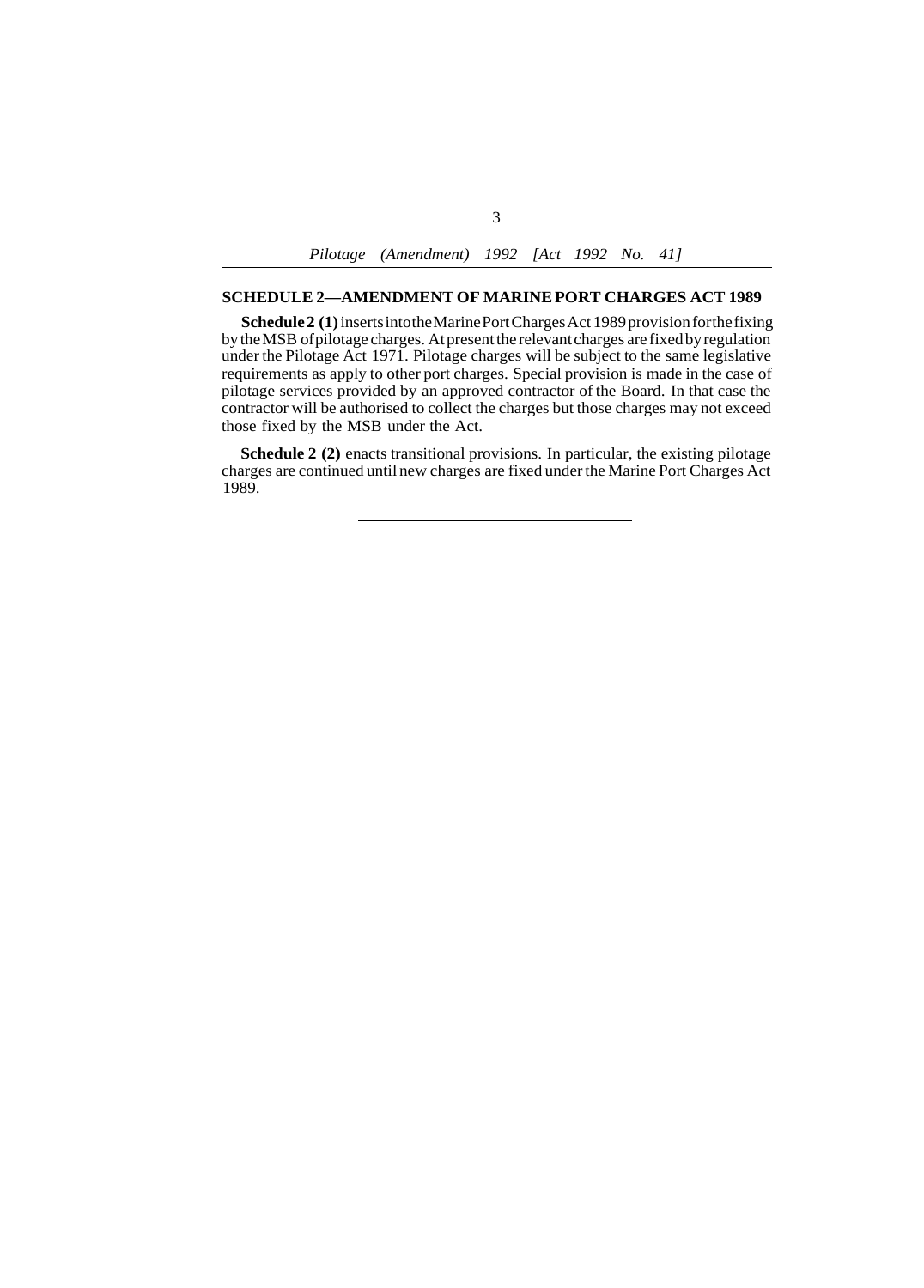## SCHEDULE 2—AMENDMENT OF MARINE PORT CHARGES ACT 1989

**Schedule 2 (1)** inserts into the Marine Port Charges Act 1989 provision for the fixing by the MSB of pilotage charges. At present the relevant charges are fixed by regulation under the Pilotage Act 1971. Pilotage charges will be subject to the same legislative requirements as apply to other port charges. Special provision is made in the case of pilotage services provided by an approved contractor of the Board. In that case the contractor will be authorised to collect the charges but those charges may not exceed those fixed by the MSB under the Act.

**Schedule 2 (2)** enacts transitional provisions. In particular, the existing pilotage charges are continued until new charges are fixed under the Marine Port Charges Act 1989.